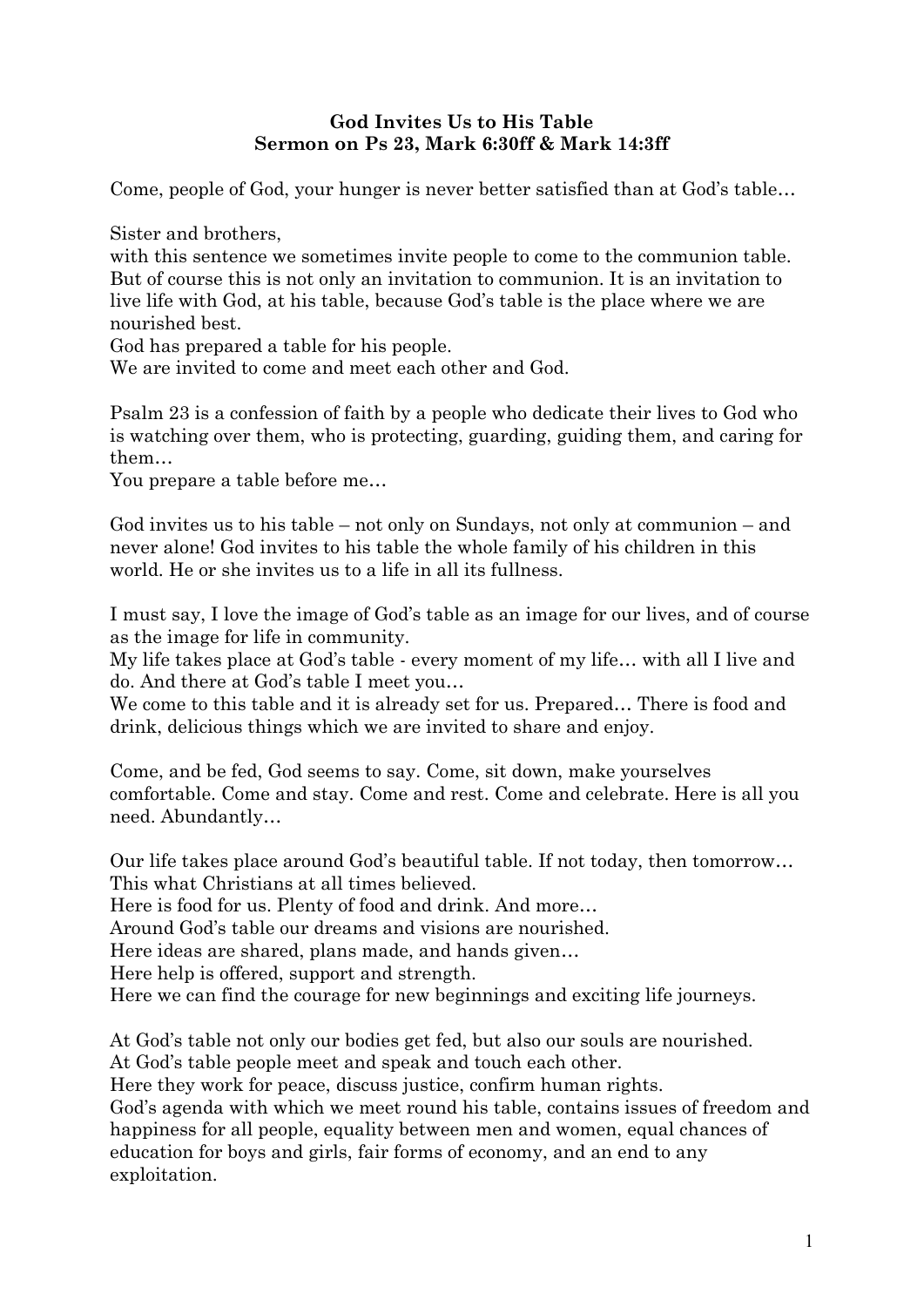**God Invites Us to His Table**
**Sermon on Ps 23, Mark 6:30ff & Mark 14:3ff**

Come, people of God, your hunger is never better satisfied than at God's table…

Sister and brothers,
with this sentence we sometimes invite people to come to the communion table. But of course this is not only an invitation to communion. It is an invitation to live life with God, at his table, because God's table is the place where we are nourished best.
God has prepared a table for his people.
We are invited to come and meet each other and God.

Psalm 23 is a confession of faith by a people who dedicate their lives to God who is watching over them, who is protecting, guarding, guiding them, and caring for them…
You prepare a table before me…

God invites us to his table – not only on Sundays, not only at communion – and never alone! God invites to his table the whole family of his children in this world. He or she invites us to a life in all its fullness.

I must say, I love the image of God's table as an image for our lives, and of course as the image for life in community.
My life takes place at God's table - every moment of my life… with all I live and do. And there at God's table I meet you…
We come to this table and it is already set for us. Prepared… There is food and drink, delicious things which we are invited to share and enjoy.

Come, and be fed, God seems to say. Come, sit down, make yourselves comfortable. Come and stay. Come and rest. Come and celebrate. Here is all you need. Abundantly…

Our life takes place around God's beautiful table. If not today, then tomorrow…
This what Christians at all times believed.
Here is food for us. Plenty of food and drink. And more…
Around God's table our dreams and visions are nourished.
Here ideas are shared, plans made, and hands given…
Here help is offered, support and strength.
Here we can find the courage for new beginnings and exciting life journeys.

At God's table not only our bodies get fed, but also our souls are nourished.
At God's table people meet and speak and touch each other.
Here they work for peace, discuss justice, confirm human rights.
God's agenda with which we meet round his table, contains issues of freedom and happiness for all people, equality between men and women, equal chances of education for boys and girls, fair forms of economy, and an end to any exploitation.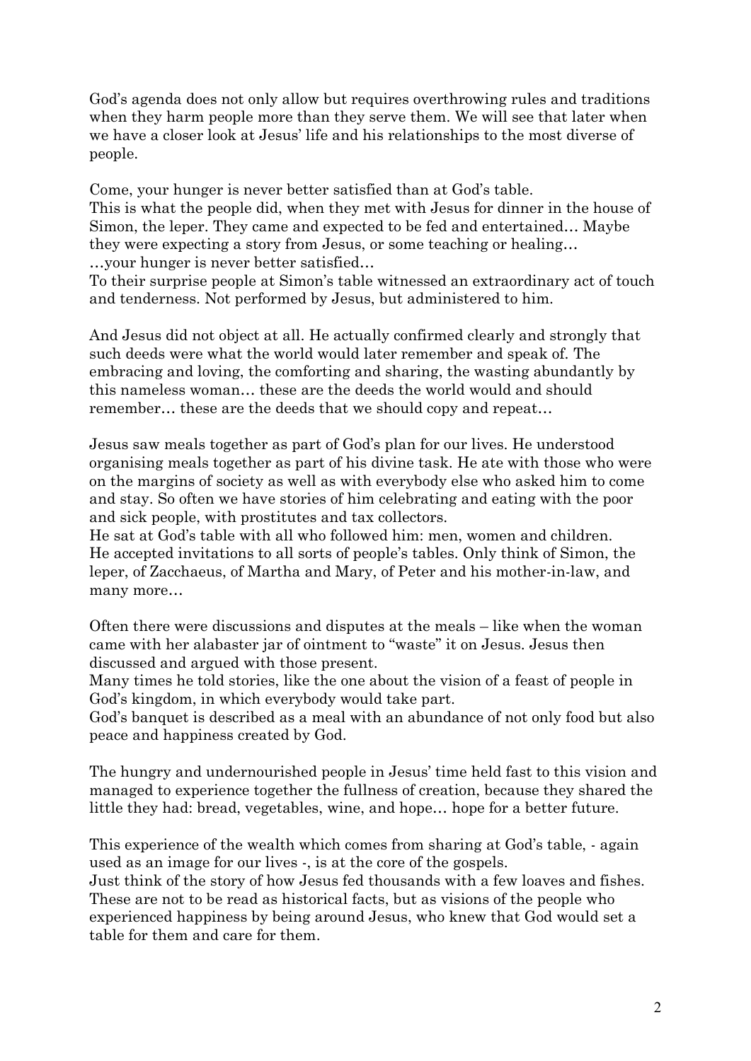God's agenda does not only allow but requires overthrowing rules and traditions when they harm people more than they serve them. We will see that later when we have a closer look at Jesus' life and his relationships to the most diverse of people.

Come, your hunger is never better satisfied than at God's table.
This is what the people did, when they met with Jesus for dinner in the house of Simon, the leper. They came and expected to be fed and entertained… Maybe they were expecting a story from Jesus, or some teaching or healing…
…your hunger is never better satisfied…
To their surprise people at Simon's table witnessed an extraordinary act of touch and tenderness. Not performed by Jesus, but administered to him.

And Jesus did not object at all. He actually confirmed clearly and strongly that such deeds were what the world would later remember and speak of. The embracing and loving, the comforting and sharing, the wasting abundantly by this nameless woman… these are the deeds the world would and should remember… these are the deeds that we should copy and repeat…

Jesus saw meals together as part of God's plan for our lives. He understood organising meals together as part of his divine task. He ate with those who were on the margins of society as well as with everybody else who asked him to come and stay. So often we have stories of him celebrating and eating with the poor and sick people, with prostitutes and tax collectors.
He sat at God's table with all who followed him: men, women and children.
He accepted invitations to all sorts of people's tables. Only think of Simon, the leper, of Zacchaeus, of Martha and Mary, of Peter and his mother-in-law, and many more…

Often there were discussions and disputes at the meals – like when the woman came with her alabaster jar of ointment to "waste" it on Jesus. Jesus then discussed and argued with those present.
Many times he told stories, like the one about the vision of a feast of people in God's kingdom, in which everybody would take part.
God's banquet is described as a meal with an abundance of not only food but also peace and happiness created by God.

The hungry and undernourished people in Jesus' time held fast to this vision and managed to experience together the fullness of creation, because they shared the little they had: bread, vegetables, wine, and hope… hope for a better future.

This experience of the wealth which comes from sharing at God's table, - again used as an image for our lives -, is at the core of the gospels.
Just think of the story of how Jesus fed thousands with a few loaves and fishes. These are not to be read as historical facts, but as visions of the people who experienced happiness by being around Jesus, who knew that God would set a table for them and care for them.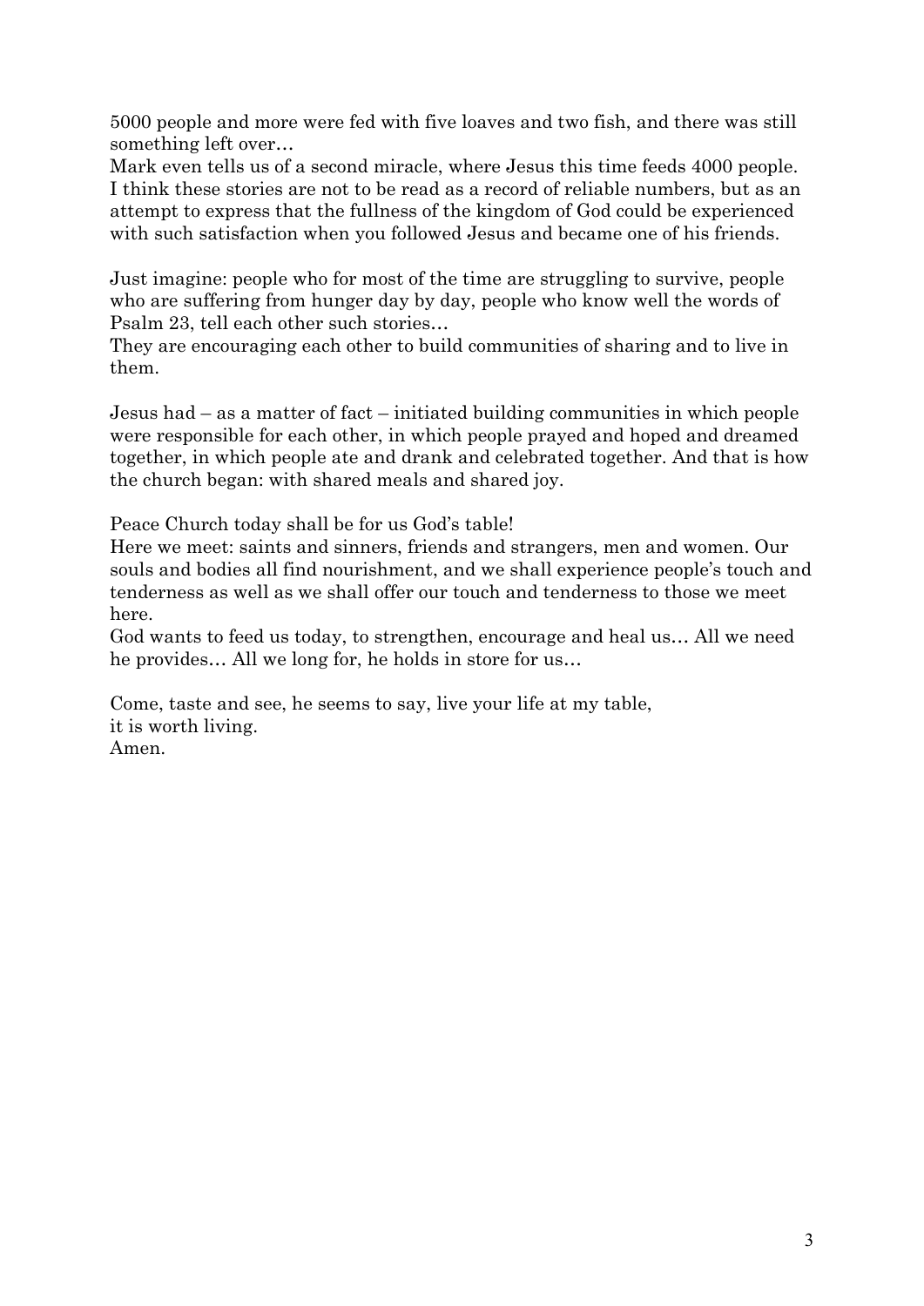5000 people and more were fed with five loaves and two fish, and there was still something left over…
Mark even tells us of a second miracle, where Jesus this time feeds 4000 people. I think these stories are not to be read as a record of reliable numbers, but as an attempt to express that the fullness of the kingdom of God could be experienced with such satisfaction when you followed Jesus and became one of his friends.

Just imagine: people who for most of the time are struggling to survive, people who are suffering from hunger day by day, people who know well the words of Psalm 23, tell each other such stories…
They are encouraging each other to build communities of sharing and to live in them.

Jesus had – as a matter of fact – initiated building communities in which people were responsible for each other, in which people prayed and hoped and dreamed together, in which people ate and drank and celebrated together. And that is how the church began: with shared meals and shared joy.

Peace Church today shall be for us God's table!
Here we meet: saints and sinners, friends and strangers, men and women. Our souls and bodies all find nourishment, and we shall experience people's touch and tenderness as well as we shall offer our touch and tenderness to those we meet here.
God wants to feed us today, to strengthen, encourage and heal us… All we need he provides… All we long for, he holds in store for us…

Come, taste and see, he seems to say, live your life at my table,
it is worth living.
Amen.